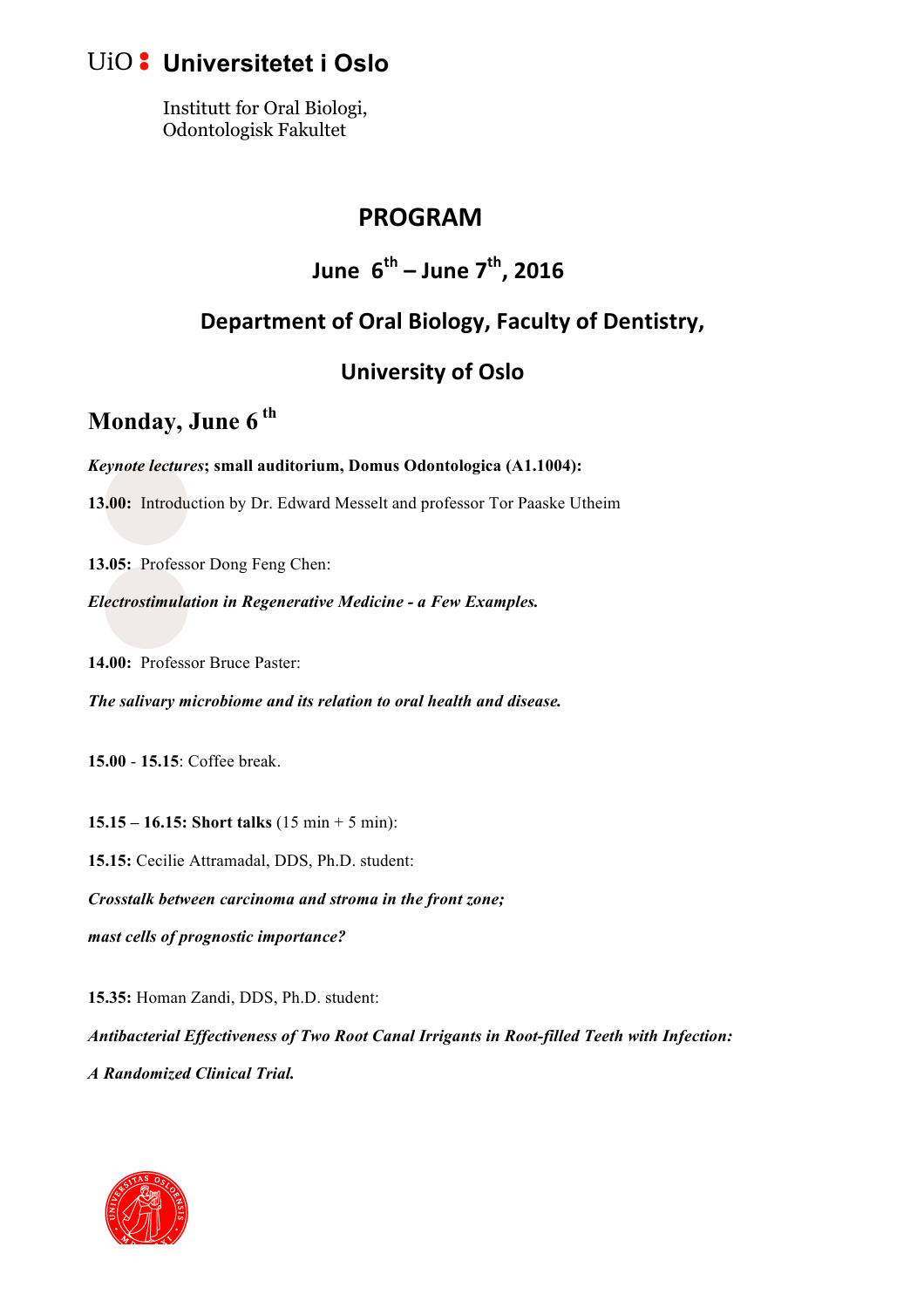UiO : **Universitetet i Oslo**

Institutt for Oral Biologi,
Odontologisk Fakultet

# PROGRAM

## June 6th – June 7th, 2016

## Department of Oral Biology, Faculty of Dentistry,

## University of Oslo

## Monday, June 6th

***Keynote lectures*; small auditorium, Domus Odontologica (A1.1004):**

**13.00:** Introduction by Dr. Edward Messelt and professor Tor Paaske Utheim

**13.05:** Professor Dong Feng Chen:

***Electrostimulation in Regenerative Medicine - a Few Examples.***

**14.00:** Professor Bruce Paster:

***The salivary microbiome and its relation to oral health and disease.***

**15.00** - **15.15**: Coffee break.

**15.15 – 16.15: Short talks** (15 min + 5 min):

**15.15:** Cecilie Attramadal, DDS, Ph.D. student:

***Crosstalk between carcinoma and stroma in the front zone;***

***mast cells of prognostic importance?***

**15.35:** Homan Zandi, DDS, Ph.D. student:

***Antibacterial Effectiveness of Two Root Canal Irrigants in Root-filled Teeth with Infection:***

***A Randomized Clinical Trial.***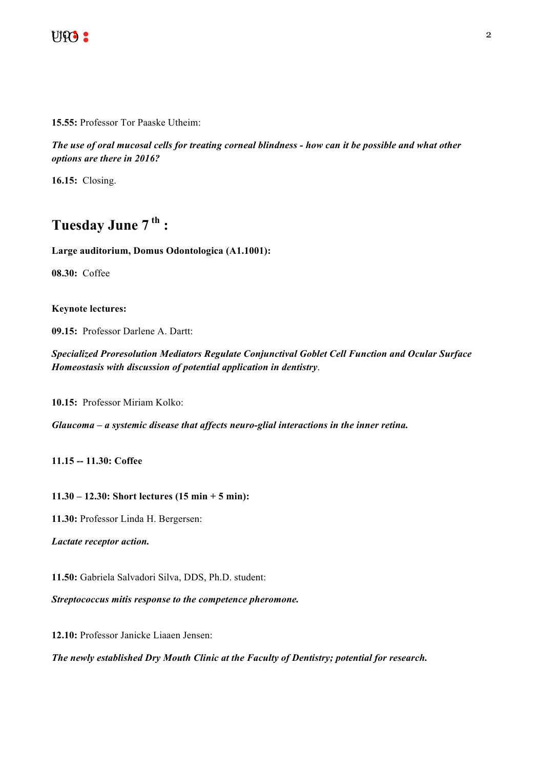**15.55:** Professor Tor Paaske Utheim:

***The use of oral mucosal cells for treating corneal blindness - how can it be possible and what other options are there in 2016?***

**16.15:** Closing.

## Tuesday June 7th :

**Large auditorium, Domus Odontologica (A1.1001):**

**08.30:** Coffee

**Keynote lectures:**

**09.15:** Professor Darlene A. Dartt:

***Specialized Proresolution Mediators Regulate Conjunctival Goblet Cell Function and Ocular Surface Homeostasis with discussion of potential application in dentistry***.

**10.15:** Professor Miriam Kolko:

***Glaucoma – a systemic disease that affects neuro-glial interactions in the inner retina.***

**11.15 -- 11.30: Coffee**

**11.30 – 12.30: Short lectures (15 min + 5 min):**

**11.30:** Professor Linda H. Bergersen:

***Lactate receptor action.***

**11.50:** Gabriela Salvadori Silva, DDS, Ph.D. student:

***Streptococcus mitis response to the competence pheromone.***

**12.10:** Professor Janicke Liaaen Jensen:

***The newly established Dry Mouth Clinic at the Faculty of Dentistry; potential for research.***